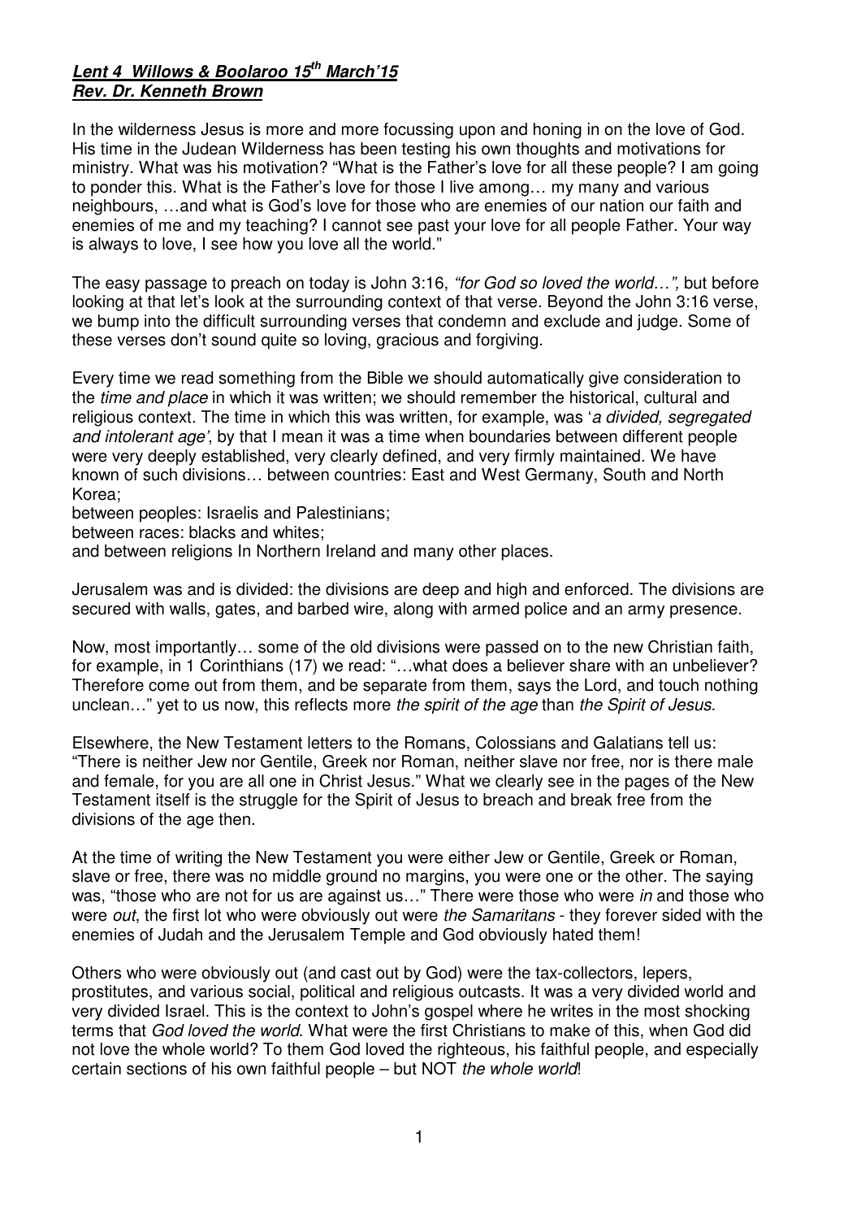***Lent 4 Willows & Boolaroo 15th March'15***
***Rev. Dr. Kenneth Brown***

In the wilderness Jesus is more and more focussing upon and honing in on the love of God. His time in the Judean Wilderness has been testing his own thoughts and motivations for ministry. What was his motivation? "What is the Father's love for all these people? I am going to ponder this. What is the Father's love for those I live among… my many and various neighbours, …and what is God's love for those who are enemies of our nation our faith and enemies of me and my teaching? I cannot see past your love for all people Father. Your way is always to love, I see how you love all the world."

The easy passage to preach on today is John 3:16, *"for God so loved the world…",* but before looking at that let's look at the surrounding context of that verse. Beyond the John 3:16 verse, we bump into the difficult surrounding verses that condemn and exclude and judge. Some of these verses don't sound quite so loving, gracious and forgiving.

Every time we read something from the Bible we should automatically give consideration to the *time and place* in which it was written; we should remember the historical, cultural and religious context. The time in which this was written, for example, was '*a divided, segregated and intolerant age'*, by that I mean it was a time when boundaries between different people were very deeply established, very clearly defined, and very firmly maintained. We have known of such divisions… between countries: East and West Germany, South and North Korea;
between peoples: Israelis and Palestinians;
between races: blacks and whites;
and between religions In Northern Ireland and many other places.

Jerusalem was and is divided: the divisions are deep and high and enforced. The divisions are secured with walls, gates, and barbed wire, along with armed police and an army presence.

Now, most importantly… some of the old divisions were passed on to the new Christian faith, for example, in 1 Corinthians (17) we read: "…what does a believer share with an unbeliever? Therefore come out from them, and be separate from them, says the Lord, and touch nothing unclean…" yet to us now, this reflects more *the spirit of the age* than *the Spirit of Jesus*.

Elsewhere, the New Testament letters to the Romans, Colossians and Galatians tell us: "There is neither Jew nor Gentile, Greek nor Roman, neither slave nor free, nor is there male and female, for you are all one in Christ Jesus." What we clearly see in the pages of the New Testament itself is the struggle for the Spirit of Jesus to breach and break free from the divisions of the age then.

At the time of writing the New Testament you were either Jew or Gentile, Greek or Roman, slave or free, there was no middle ground no margins, you were one or the other. The saying was, "those who are not for us are against us…" There were those who were *in* and those who were *out*, the first lot who were obviously out were *the Samaritans* - they forever sided with the enemies of Judah and the Jerusalem Temple and God obviously hated them!

Others who were obviously out (and cast out by God) were the tax-collectors, lepers, prostitutes, and various social, political and religious outcasts. It was a very divided world and very divided Israel. This is the context to John's gospel where he writes in the most shocking terms that *God loved the world*. What were the first Christians to make of this, when God did not love the whole world? To them God loved the righteous, his faithful people, and especially certain sections of his own faithful people – but NOT *the whole world*!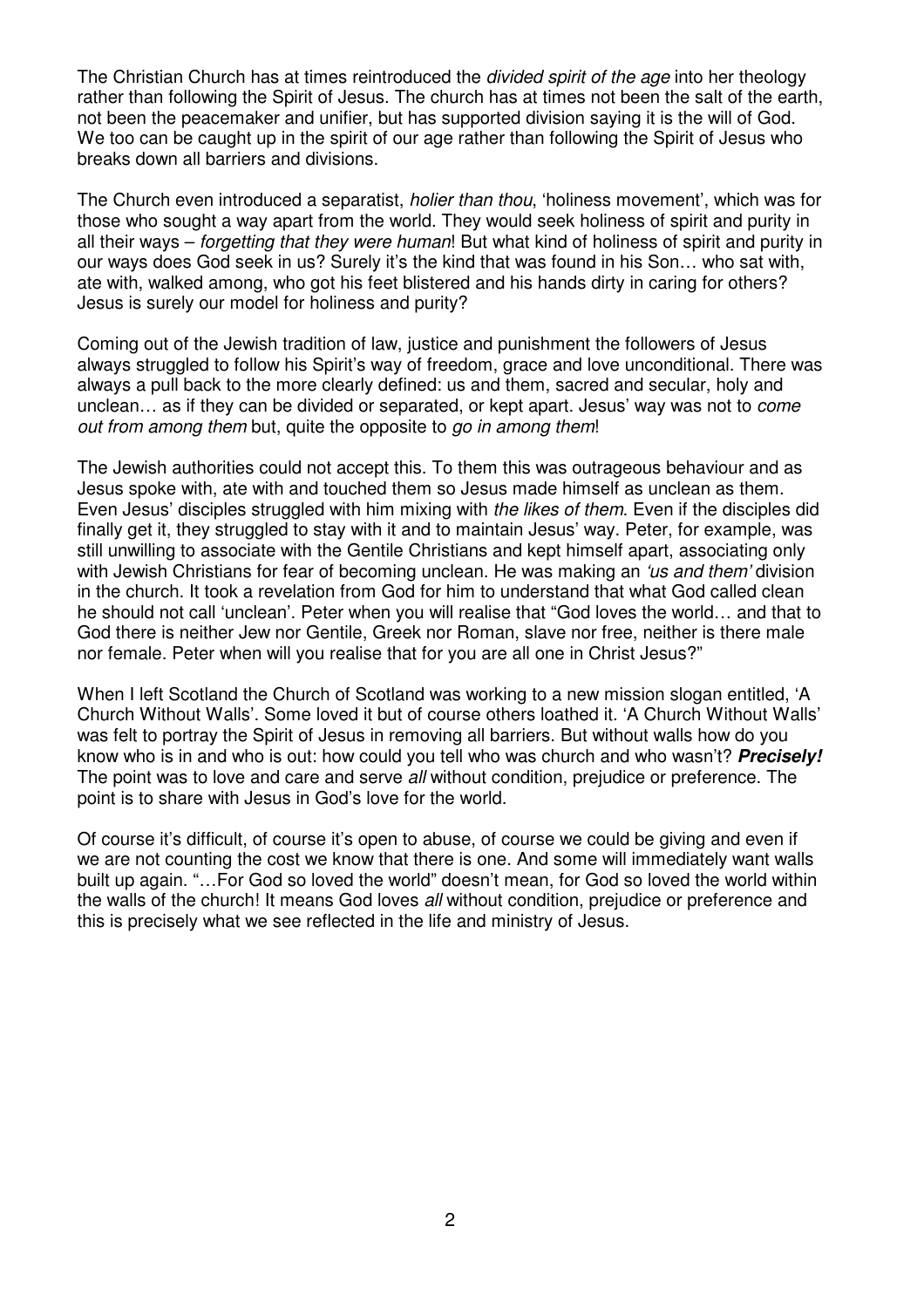The Christian Church has at times reintroduced the *divided spirit of the age* into her theology rather than following the Spirit of Jesus. The church has at times not been the salt of the earth, not been the peacemaker and unifier, but has supported division saying it is the will of God. We too can be caught up in the spirit of our age rather than following the Spirit of Jesus who breaks down all barriers and divisions.

The Church even introduced a separatist, *holier than thou*, 'holiness movement', which was for those who sought a way apart from the world. They would seek holiness of spirit and purity in all their ways – *forgetting that they were human*! But what kind of holiness of spirit and purity in our ways does God seek in us? Surely it's the kind that was found in his Son… who sat with, ate with, walked among, who got his feet blistered and his hands dirty in caring for others? Jesus is surely our model for holiness and purity?

Coming out of the Jewish tradition of law, justice and punishment the followers of Jesus always struggled to follow his Spirit's way of freedom, grace and love unconditional. There was always a pull back to the more clearly defined: us and them, sacred and secular, holy and unclean… as if they can be divided or separated, or kept apart. Jesus' way was not to *come out from among them* but, quite the opposite to *go in among them*!

The Jewish authorities could not accept this. To them this was outrageous behaviour and as Jesus spoke with, ate with and touched them so Jesus made himself as unclean as them. Even Jesus' disciples struggled with him mixing with *the likes of them*. Even if the disciples did finally get it, they struggled to stay with it and to maintain Jesus' way. Peter, for example, was still unwilling to associate with the Gentile Christians and kept himself apart, associating only with Jewish Christians for fear of becoming unclean. He was making an *'us and them'* division in the church. It took a revelation from God for him to understand that what God called clean he should not call 'unclean'. Peter when you will realise that "God loves the world… and that to God there is neither Jew nor Gentile, Greek nor Roman, slave nor free, neither is there male nor female. Peter when will you realise that for you are all one in Christ Jesus?"

When I left Scotland the Church of Scotland was working to a new mission slogan entitled, 'A Church Without Walls'. Some loved it but of course others loathed it. 'A Church Without Walls' was felt to portray the Spirit of Jesus in removing all barriers. But without walls how do you know who is in and who is out: how could you tell who was church and who wasn't? ***Precisely!*** The point was to love and care and serve *all* without condition, prejudice or preference. The point is to share with Jesus in God's love for the world.

Of course it's difficult, of course it's open to abuse, of course we could be giving and even if we are not counting the cost we know that there is one. And some will immediately want walls built up again. "…For God so loved the world" doesn't mean, for God so loved the world within the walls of the church! It means God loves *all* without condition, prejudice or preference and this is precisely what we see reflected in the life and ministry of Jesus.